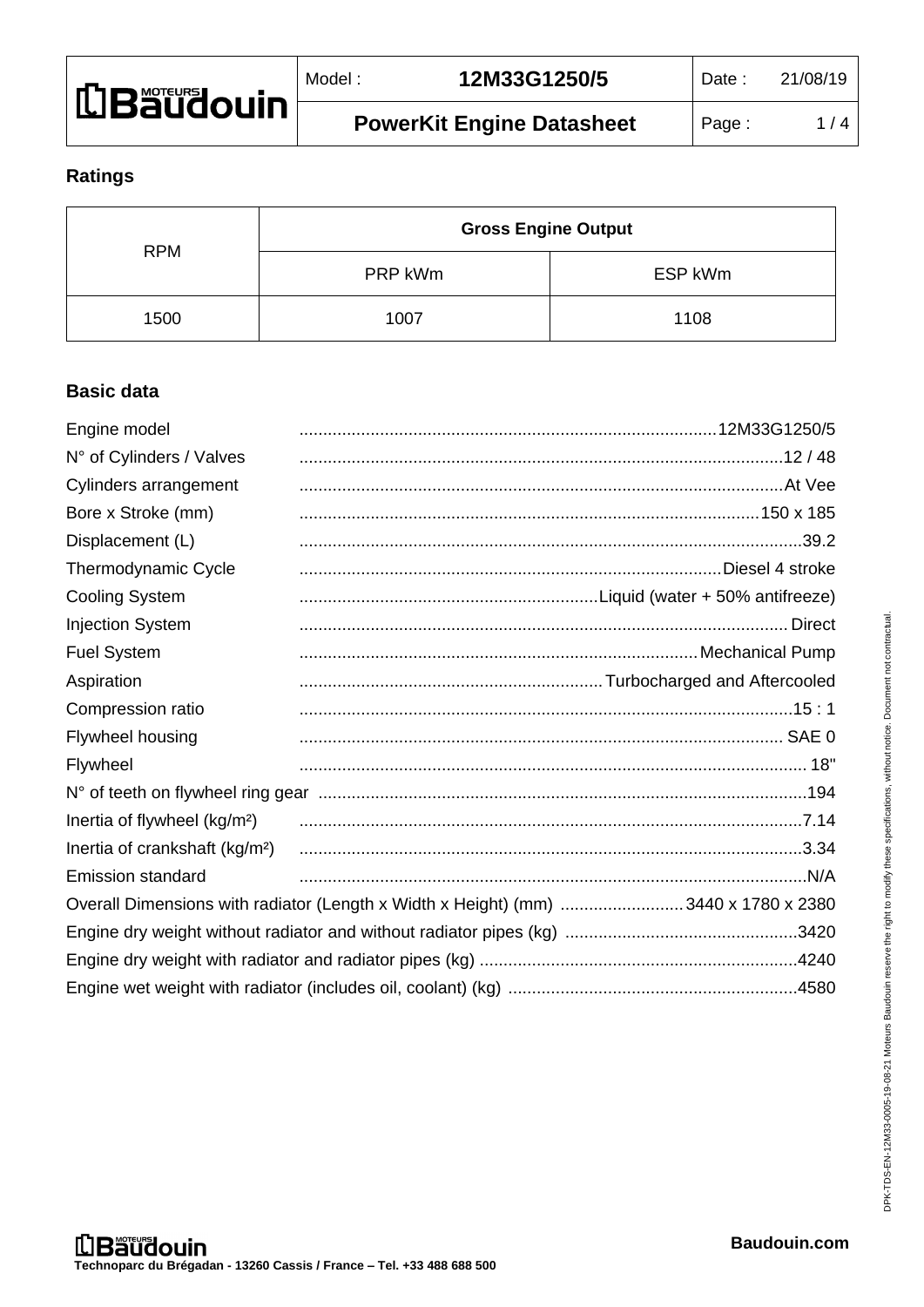## Ratings

| RPM | Gross Engine Output | |
|---|---|---|
| | PRP kWm | ESP kWm |
| 1500 | 1007 | 1108 |

## Basic data

| | |
|---|---|
| Engine model | 12M33G1250/5 |
| N° of Cylinders / Valves | 12 / 48 |
| Cylinders arrangement | At Vee |
| Bore x Stroke (mm) | 150 x 185 |
| Displacement (L) | 39.2 |
| Thermodynamic Cycle | Diesel 4 stroke |
| Cooling System | Liquid (water + 50% antifreeze) |
| Injection System | Direct |
| Fuel System | Mechanical Pump |
| Aspiration | Turbocharged and Aftercooled |
| Compression ratio | 15 : 1 |
| Flywheel housing | SAE 0 |
| Flywheel | 18" |
| N° of teeth on flywheel ring gear | 194 |
| Inertia of flywheel (kg/m²) | 7.14 |
| Inertia of crankshaft (kg/m²) | 3.34 |
| Emission standard | N/A |
| Overall Dimensions with radiator (Length x Width x Height) (mm) | 3440 x 1780 x 2380 |
| Engine dry weight without radiator and without radiator pipes (kg) | 3420 |
| Engine dry weight with radiator and radiator pipes (kg) | 4240 |
| Engine wet weight with radiator (includes oil, coolant) (kg) | 4580 |

DPK-TDS-EN-12M33-0005-19-08-21 Moteurs Baudouin reserve the right to modify these specifications, without notice. Document not contractual.

Technoparc du Brégadan - 13260 Cassis / France – Tel. +33 488 688 500

Baudouin.com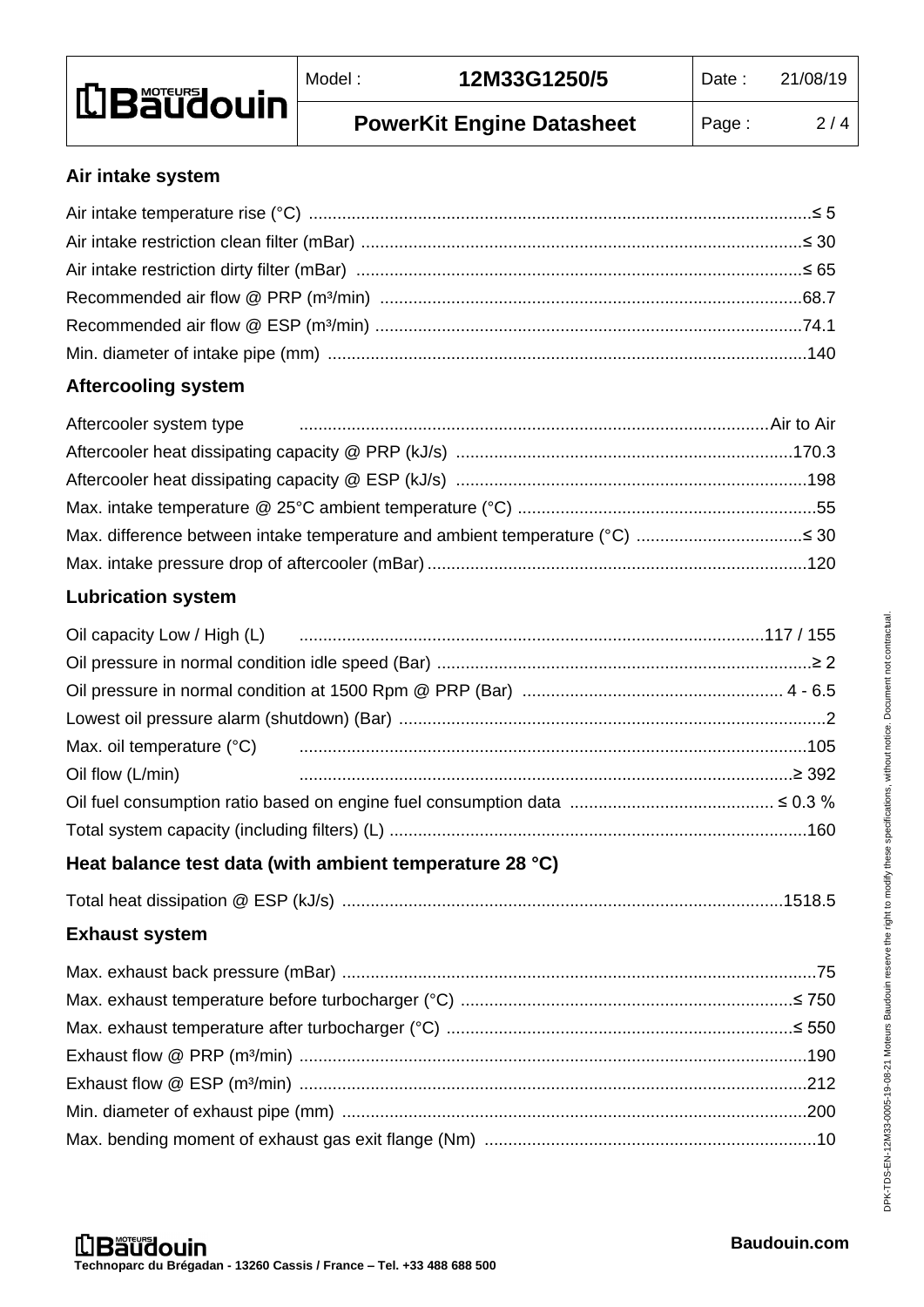## Air intake system

Air intake temperature rise (°C) ......................................................................................................≤ 5
Air intake restriction clean filter (mBar) ............................................................................................≤ 30
Air intake restriction dirty filter (mBar) .............................................................................................≤ 65
Recommended air flow @ PRP (m³/min) ..........................................................................................68.7
Recommended air flow @ ESP (m³/min) ...........................................................................................74.1
Min. diameter of intake pipe (mm) ......................................................................................................140

## Aftercooling system

Aftercooler system type ..................................................................................................Air to Air
Aftercooler heat dissipating capacity @ PRP (kJ/s) ......................................................................170.3
Aftercooler heat dissipating capacity @ ESP (kJ/s) ..........................................................................198
Max. intake temperature @ 25°C ambient temperature (°C) ...............................................................55
Max. difference between intake temperature and ambient temperature (°C) ..................................≤ 30
Max. intake pressure drop of aftercooler (mBar) ...............................................................................120

## Lubrication system

Oil capacity Low / High (L) ..................................................................................................117 / 155
Oil pressure in normal condition idle speed (Bar) ..............................................................................≥ 2
Oil pressure in normal condition at 1500 Rpm @ PRP (Bar) ...................................................... 4 - 6.5
Lowest oil pressure alarm (shutdown) (Bar) .........................................................................................2
Max. oil temperature (°C) ..........................................................................................................105
Oil flow (L/min) ..........................................................................................................≥ 392
Oil fuel consumption ratio based on engine fuel consumption data ........................................... ≤ 0.3 %
Total system capacity (including filters) (L) .......................................................................................160

## Heat balance test data (with ambient temperature 28 °C)

Total heat dissipation @ ESP (kJ/s) ............................................................................................1518.5

## Exhaust system

Max. exhaust back pressure (mBar) ...................................................................................................75
Max. exhaust temperature before turbocharger (°C) .....................................................................≤ 750
Max. exhaust temperature after turbocharger (°C) ........................................................................≤ 550
Exhaust flow @ PRP (m³/min) ..........................................................................................................190
Exhaust flow @ ESP (m³/min) ..........................................................................................................212
Min. diameter of exhaust pipe (mm) .................................................................................................200
Max. bending moment of exhaust gas exit flange (Nm) .....................................................................10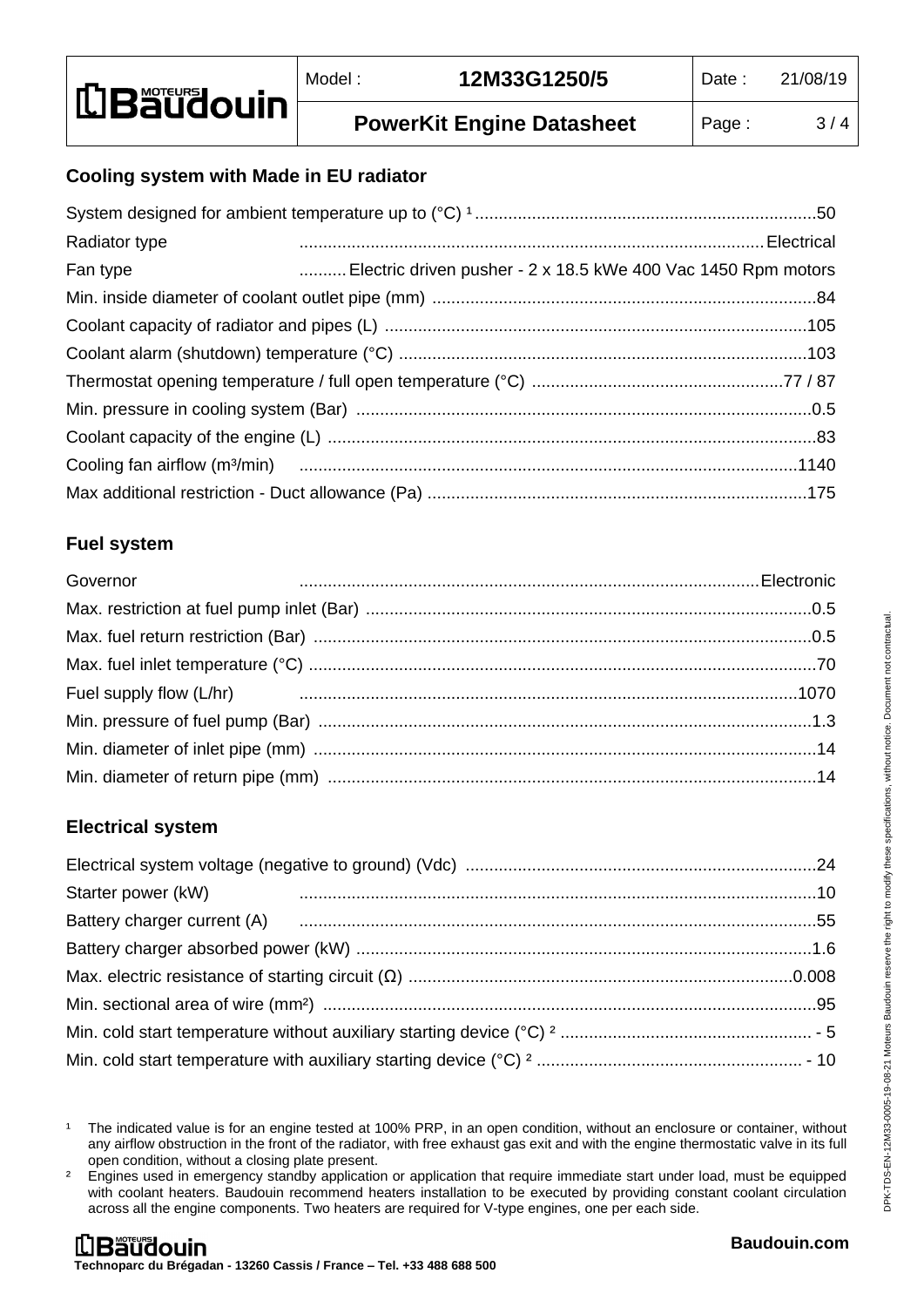## Cooling system with Made in EU radiator

| Parameter | Value |
|---|---|
| System designed for ambient temperature up to (°C) [1] | 50 |
| Radiator type | Electrical |
| Fan type | Electric driven pusher - 2 x 18.5 kWe 400 Vac 1450 Rpm motors |
| Min. inside diameter of coolant outlet pipe (mm) | 84 |
| Coolant capacity of radiator and pipes (L) | 105 |
| Coolant alarm (shutdown) temperature (°C) | 103 |
| Thermostat opening temperature / full open temperature (°C) | 77 / 87 |
| Min. pressure in cooling system (Bar) | 0.5 |
| Coolant capacity of the engine (L) | 83 |
| Cooling fan airflow ($m^3$/min) | 1140 |
| Max additional restriction - Duct allowance (Pa) | 175 |

## Fuel system

| Parameter | Value |
|---|---|
| Governor | Electronic |
| Max. restriction at fuel pump inlet (Bar) | 0.5 |
| Max. fuel return restriction (Bar) | 0.5 |
| Max. fuel inlet temperature (°C) | 70 |
| Fuel supply flow (L/hr) | 1070 |
| Min. pressure of fuel pump (Bar) | 1.3 |
| Min. diameter of inlet pipe (mm) | 14 |
| Min. diameter of return pipe (mm) | 14 |

## Electrical system

| Parameter | Value |
|---|---|
| Electrical system voltage (negative to ground) (Vdc) | 24 |
| Starter power (kW) | 10 |
| Battery charger current (A) | 55 |
| Battery charger absorbed power (kW) | 1.6 |
| Max. electric resistance of starting circuit (Ω) | 0.008 |
| Min. sectional area of wire ($mm^2$) | 95 |
| Min. cold start temperature without auxiliary starting device (°C) [2] | - 5 |
| Min. cold start temperature with auxiliary starting device (°C) [2] | - 10 |

[1] The indicated value is for an engine tested at 100% PRP, in an open condition, without an enclosure or container, without any airflow obstruction in the front of the radiator, with free exhaust gas exit and with the engine thermostatic valve in its full open condition, without a closing plate present.

[2] Engines used in emergency standby application or application that require immediate start under load, must be equipped with coolant heaters. Baudouin recommend heaters installation to be executed by providing constant coolant circulation across all the engine components. Two heaters are required for V-type engines, one per each side.

DPK-TDS-EN-12M33-0005-19-08-21 Moteurs Baudouin reserve the right to modify these specifications, without notice. Document not contractual.

Technoparc du Brégadan - 13260 Cassis / France – Tel. +33 488 688 500

Baudouin.com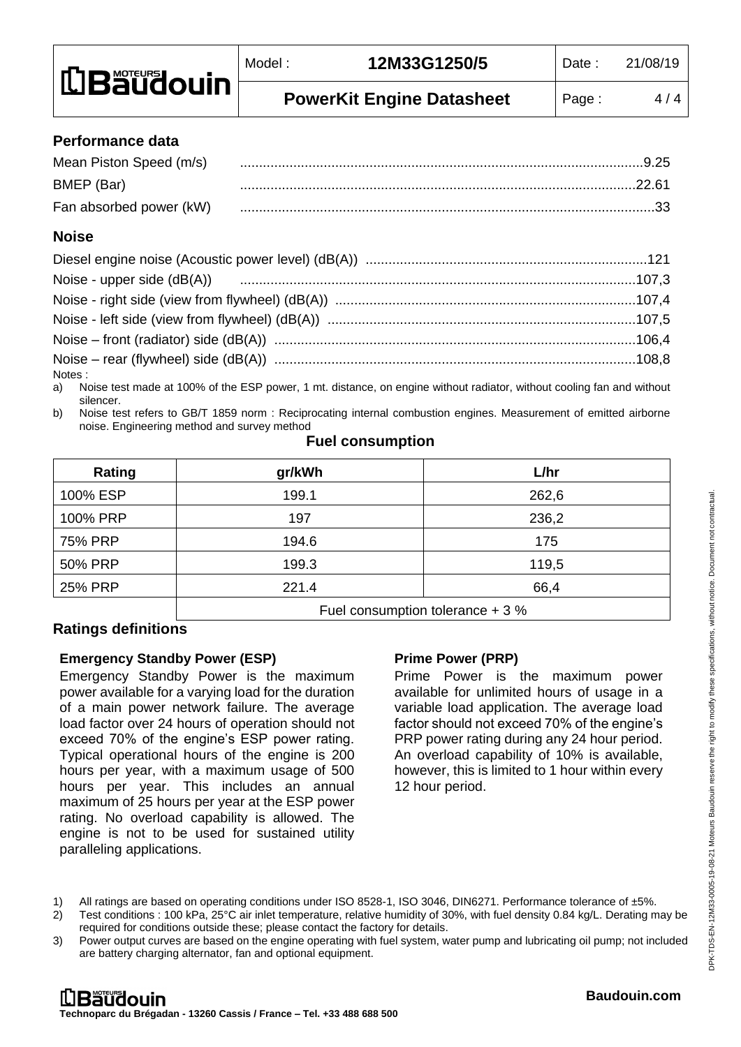## Performance data

Mean Piston Speed (m/s) ..........9.25

BMEP (Bar) ..........22.61

Fan absorbed power (kW) ..........33

## Noise

Diesel engine noise (Acoustic power level) (dB(A)) ..........121

Noise - upper side (dB(A)) ..........107,3

Noise - right side (view from flywheel) (dB(A)) ..........107,4

Noise - left side (view from flywheel) (dB(A)) ..........107,5

Noise – front (radiator) side (dB(A)) ..........106,4

Noise – rear (flywheel) side (dB(A)) ..........108,8

Notes :

a) Noise test made at 100% of the ESP power, 1 mt. distance, on engine without radiator, without cooling fan and without silencer.

b) Noise test refers to GB/T 1859 norm : Reciprocating internal combustion engines. Measurement of emitted airborne noise. Engineering method and survey method

## Fuel consumption

| Rating | gr/kWh | L/hr |
|---|---|---|
| 100% ESP | 199.1 | 262,6 |
| 100% PRP | 197 | 236,2 |
| 75% PRP | 194.6 | 175 |
| 50% PRP | 199.3 | 119,5 |
| 25% PRP | 221.4 | 66,4 |
| | Fuel consumption tolerance + 3 % | |

## Ratings definitions

### Emergency Standby Power (ESP)

Emergency Standby Power is the maximum power available for a varying load for the duration of a main power network failure. The average load factor over 24 hours of operation should not exceed 70% of the engine's ESP power rating. Typical operational hours of the engine is 200 hours per year, with a maximum usage of 500 hours per year. This includes an annual maximum of 25 hours per year at the ESP power rating. No overload capability is allowed. The engine is not to be used for sustained utility paralleling applications.

### Prime Power (PRP)

Prime Power is the maximum power available for unlimited hours of usage in a variable load application. The average load factor should not exceed 70% of the engine's PRP power rating during any 24 hour period. An overload capability of 10% is available, however, this is limited to 1 hour within every 12 hour period.

1) All ratings are based on operating conditions under ISO 8528-1, ISO 3046, DIN6271. Performance tolerance of ±5%.
2) Test conditions : 100 kPa, 25°C air inlet temperature, relative humidity of 30%, with fuel density 0.84 kg/L. Derating may be required for conditions outside these; please contact the factory for details.
3) Power output curves are based on the engine operating with fuel system, water pump and lubricating oil pump; not included are battery charging alternator, fan and optional equipment.

Baudouin

Technoparc du Brégadan - 13260 Cassis / France – Tel. +33 488 688 500

Baudouin.com

DPK-TDS-EN-12M33-0005-19-08-21 Moteurs Baudouin reserve the right to modify these specifications, without notice. Document not contractual.